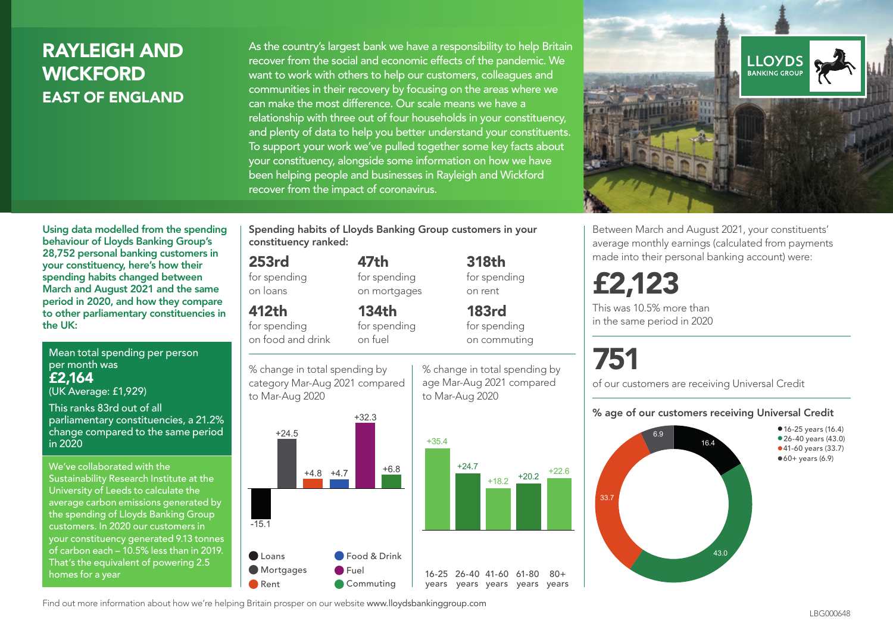# RAYLEIGH AND WICKFORD

## EAST OF ENGLAND

As the country's largest bank we have a responsibility to help Britain recover from the social and economic effects of the pandemic. We want to work with others to help our customers, colleagues and communities in their recovery by focusing on the areas where we can make the most difference. Our scale means we have a relationship with three out of four households in your constituency, and plenty of data to help you better understand your constituents. To support your work we've pulled together some key facts about your constituency, alongside some information on how we have been helping people and businesses in Rayleigh and Wickford recover from the impact of coronavirus.

LLOYDS BANKING GROUP

**Using data modelled from the spending behaviour of Lloyds Banking Group's 28,752 personal banking customers in your constituency, here's how their spending habits changed between March and August 2021 and the same period in 2020, and how they compare to other parliamentary constituencies in the UK:**

Mean total spending per person per month was
**£2,164**
(UK Average: £1,929)

This ranks 83rd out of all parliamentary constituencies, a 21.2% change compared to the same period in 2020

We've collaborated with the Sustainability Research Institute at the University of Leeds to calculate the average carbon emissions generated by the spending of Lloyds Banking Group customers. In 2020 our customers in your constituency generated 9.13 tonnes of carbon each – 10.5% less than in 2019. That's the equivalent of powering 2.5 homes for a year

**Spending habits of Lloyds Banking Group customers in your constituency ranked:**

- **253rd** for spending on loans
- **47th** for spending on mortgages
- **318th** for spending on rent
- **412th** for spending on food and drink
- **134th** for spending on fuel
- **183rd** for spending on commuting

% change in total spending by category Mar-Aug 2021 compared to Mar-Aug 2020

| Category | % change |
|---|---|
| Loans | -15.1 |
| Mortgages | +24.5 |
| Rent | +4.8 |
| Food & Drink | +4.7 |
| Fuel | +32.3 |
| Commuting | +6.8 |

% change in total spending by age Mar-Aug 2021 compared to Mar-Aug 2020

| Age | % change |
|---|---|
| 16-25 years | +35.4 |
| 26-40 years | +24.7 |
| 41-60 years | +18.2 |
| 61-80 years | +20.2 |
| 80+ years | +22.6 |

Between March and August 2021, your constituents' average monthly earnings (calculated from payments made into their personal banking account) were:

**£2,123**

This was 10.5% more than in the same period in 2020

**751**

of our customers are receiving Universal Credit

**% age of our customers receiving Universal Credit**

| Age | % |
|---|---|
| 16-25 years | 16.4 |
| 26-40 years | 43.0 |
| 41-60 years | 33.7 |
| 60+ years | 6.9 |

Find out more information about how we're helping Britain prosper on our website www.lloydsbankinggroup.com

LBG000648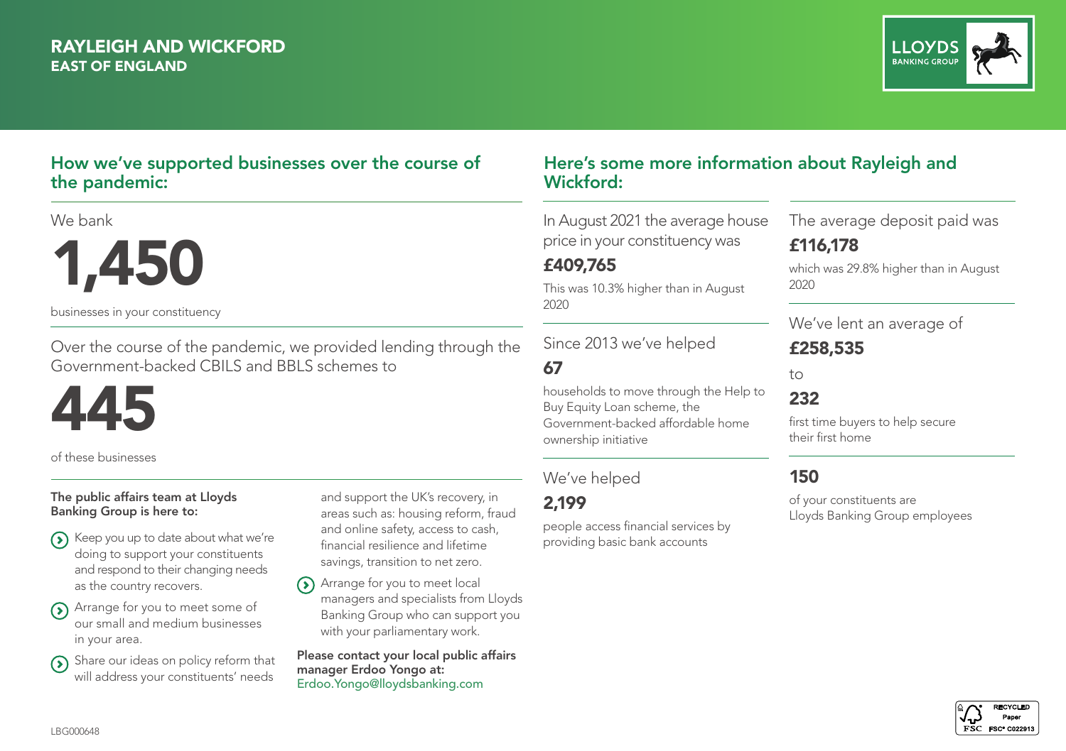# RAYLEIGH AND WICKFORD
**EAST OF ENGLAND**

## How we've supported businesses over the course of the pandemic:

We bank

**1,450**

businesses in your constituency

Over the course of the pandemic, we provided lending through the Government-backed CBILS and BBLS schemes to

**445**

of these businesses

**The public affairs team at Lloyds Banking Group is here to:**

- Keep you up to date about what we're doing to support your constituents and respond to their changing needs as the country recovers.
- Arrange for you to meet some of our small and medium businesses in your area.
- Share our ideas on policy reform that will address your constituents' needs and support the UK's recovery, in areas such as: housing reform, fraud and online safety, access to cash, financial resilience and lifetime savings, transition to net zero.
- Arrange for you to meet local managers and specialists from Lloyds Banking Group who can support you with your parliamentary work.

**Please contact your local public affairs manager Erdoo Yongo at:**
Erdoo.Yongo@lloydsbanking.com

## Here's some more information about Rayleigh and Wickford:

In August 2021 the average house price in your constituency was

**£409,765**

This was 10.3% higher than in August 2020

Since 2013 we've helped

**67**

households to move through the Help to Buy Equity Loan scheme, the Government-backed affordable home ownership initiative

We've helped

**2,199**

people access financial services by providing basic bank accounts

The average deposit paid was

**£116,178**

which was 29.8% higher than in August 2020

We've lent an average of

**£258,535**

to

**232**

first time buyers to help secure their first home

**150**

of your constituents are Lloyds Banking Group employees

LBG000648